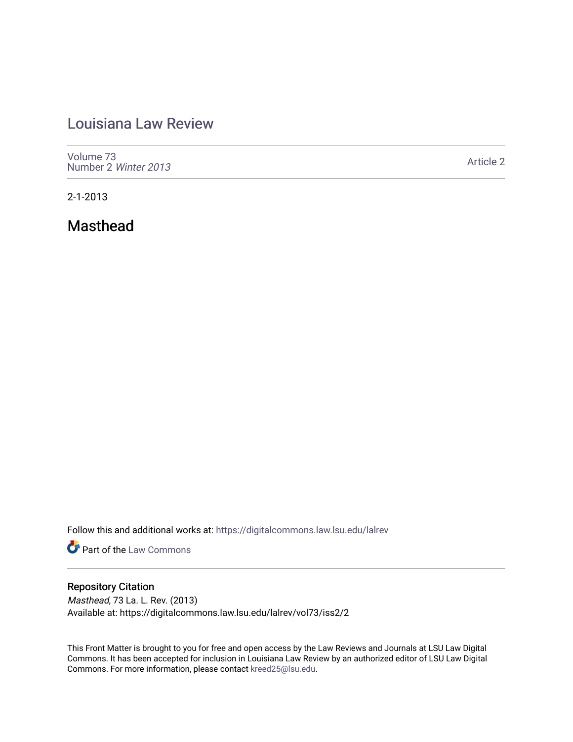# Louisiana Law Review

Volume 73
Number 2 *Winter 2013*

Article 2

2-1-2013

## Masthead

Follow this and additional works at: https://digitalcommons.law.lsu.edu/lalrev

Part of the Law Commons

### Repository Citation

*Masthead*, 73 La. L. Rev. (2013)
Available at: https://digitalcommons.law.lsu.edu/lalrev/vol73/iss2/2

This Front Matter is brought to you for free and open access by the Law Reviews and Journals at LSU Law Digital Commons. It has been accepted for inclusion in Louisiana Law Review by an authorized editor of LSU Law Digital Commons. For more information, please contact kreed25@lsu.edu.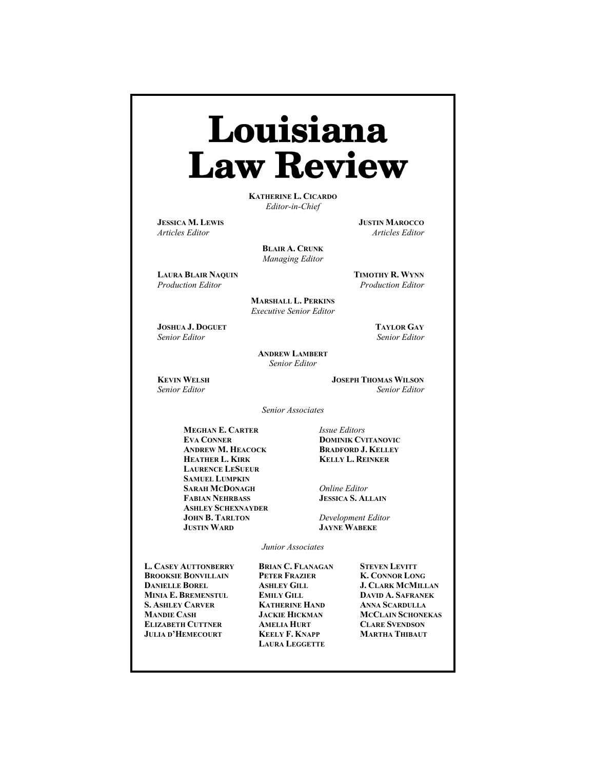# Louisiana Law Review

**KATHERINE L. CICARDO**
*Editor-in-Chief*

**JESSICA M. LEWIS**
*Articles Editor*

**JUSTIN MAROCCO**
*Articles Editor*

**BLAIR A. CRUNK**
*Managing Editor*

**LAURA BLAIR NAQUIN**
*Production Editor*

**TIMOTHY R. WYNN**
*Production Editor*

**MARSHALL L. PERKINS**
*Executive Senior Editor*

**JOSHUA J. DOGUET**
*Senior Editor*

**TAYLOR GAY**
*Senior Editor*

**ANDREW LAMBERT**
*Senior Editor*

**KEVIN WELSH**
*Senior Editor*

**JOSEPH THOMAS WILSON**
*Senior Editor*

*Senior Associates*

**MEGHAN E. CARTER**
**EVA CONNER**
**ANDREW M. HEACOCK**
**HEATHER L. KIRK**
**LAURENCE LESUEUR**
**SAMUEL LUMPKIN**
**SARAH MCDONAGH**
**FABIAN NEHRBASS**
**ASHLEY SCHEXNAYDER**
**JOHN B. TARLTON**
**JUSTIN WARD**

*Issue Editors*
**DOMINIK CVITANOVIC**
**BRADFORD J. KELLEY**
**KELLY L. REINKER**

*Online Editor*
**JESSICA S. ALLAIN**

*Development Editor*
**JAYNE WABEKE**

*Junior Associates*

**L. CASEY AUTTONBERRY**
**BROOKSIE BONVILLAIN**
**DANIELLE BOREL**
**MINIA E. BREMENSTUL**
**S. ASHLEY CARVER**
**MANDIE CASH**
**ELIZABETH CUTTNER**
**JULIA D'HEMECOURT**
**BRIAN C. FLANAGAN**
**PETER FRAZIER**
**ASHLEY GILL**
**EMILY GILL**
**KATHERINE HAND**
**JACKIE HICKMAN**
**AMELIA HURT**
**KEELY F. KNAPP**
**LAURA LEGGETTE**
**STEVEN LEVITT**
**K. CONNOR LONG**
**J. CLARK MCMILLAN**
**DAVID A. SAFRANEK**
**ANNA SCARDULLA**
**MCCLAIN SCHONEKAS**
**CLARE SVENDSON**
**MARTHA THIBAUT**